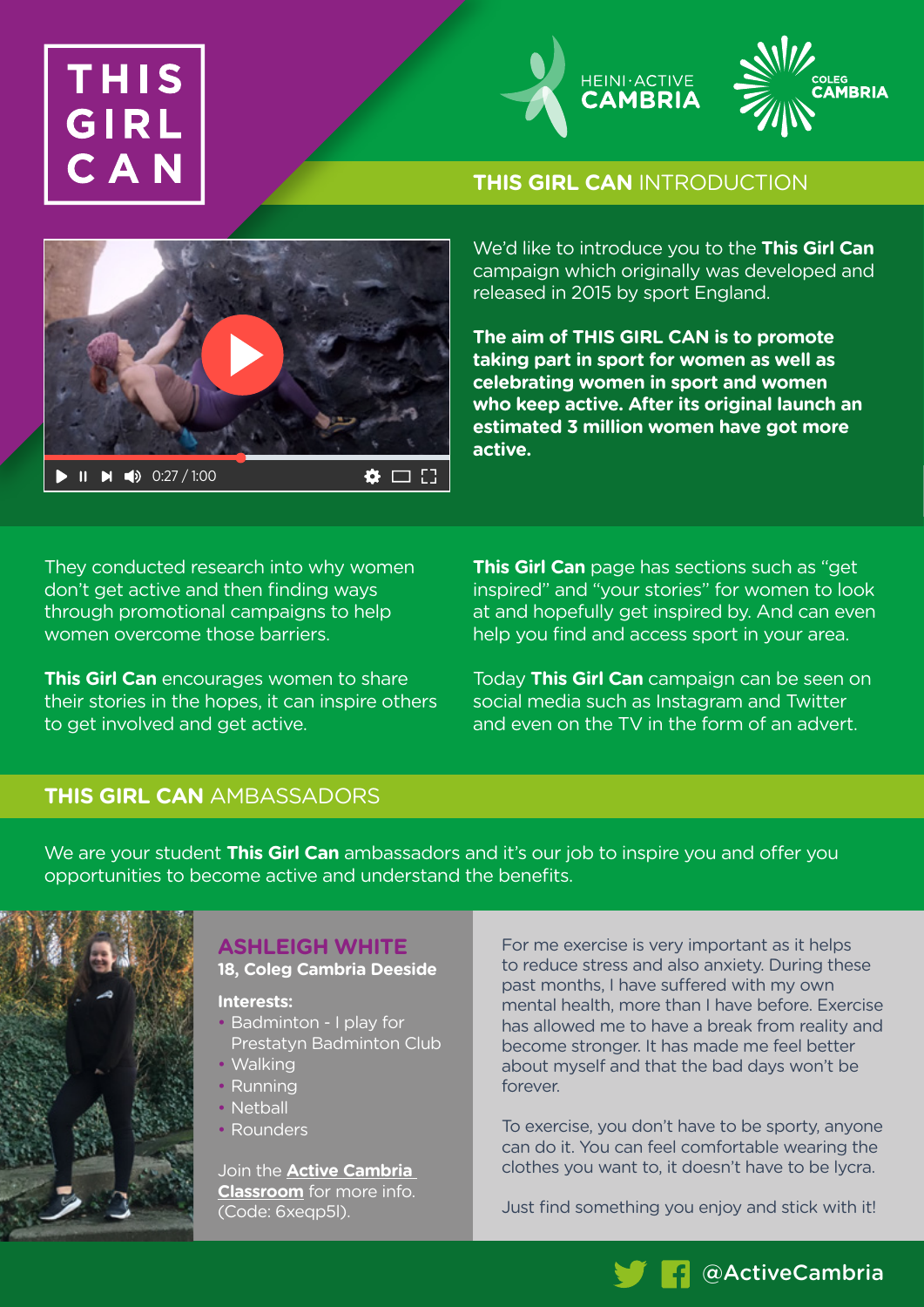# THIS GIRL CAN

HEINI·ACTIVE CAMBRIA

COLEG CAMBRIA

## THIS GIRL CAN INTRODUCTION

We'd like to introduce you to the **This Girl Can** campaign which originally was developed and released in 2015 by sport England.

**The aim of THIS GIRL CAN is to promote taking part in sport for women as well as celebrating women in sport and women who keep active. After its original launch an estimated 3 million women have got more active.**

They conducted research into why women don't get active and then finding ways through promotional campaigns to help women overcome those barriers.

**This Girl Can** encourages women to share their stories in the hopes, it can inspire others to get involved and get active.

**This Girl Can** page has sections such as "get inspired" and "your stories" for women to look at and hopefully get inspired by. And can even help you find and access sport in your area.

Today **This Girl Can** campaign can be seen on social media such as Instagram and Twitter and even on the TV in the form of an advert.

## THIS GIRL CAN AMBASSADORS

We are your student **This Girl Can** ambassadors and it's our job to inspire you and offer you opportunities to become active and understand the benefits.

### ASHLEIGH WHITE

**18, Coleg Cambria Deeside**

**Interests:**

- Badminton - I play for Prestatyn Badminton Club
- Walking
- Running
- Netball
- Rounders

Join the **Active Cambria Classroom** for more info. (Code: 6xeqp5l).

For me exercise is very important as it helps to reduce stress and also anxiety. During these past months, I have suffered with my own mental health, more than I have before. Exercise has allowed me to have a break from reality and become stronger. It has made me feel better about myself and that the bad days won't be forever.

To exercise, you don't have to be sporty, anyone can do it. You can feel comfortable wearing the clothes you want to, it doesn't have to be lycra.

Just find something you enjoy and stick with it!

@ActiveCambria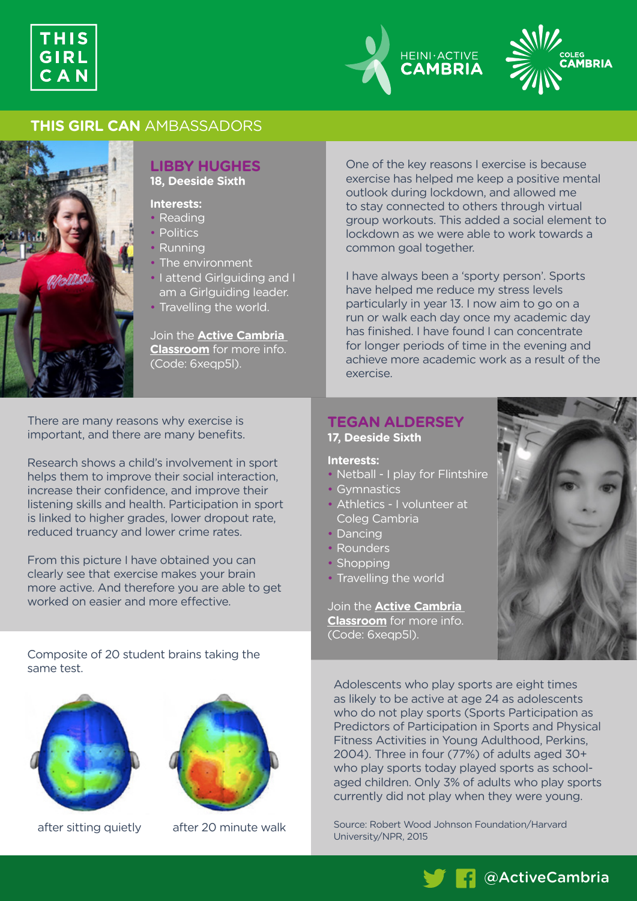# THIS GIRL CAN AMBASSADORS

## LIBBY HUGHES

**18, Deeside Sixth**

**Interests:**

- Reading
- Politics
- Running
- The environment
- I attend Girlguiding and I am a Girlguiding leader.
- Travelling the world.

Join the **Active Cambria Classroom** for more info. (Code: 6xeqp5l).

One of the key reasons I exercise is because exercise has helped me keep a positive mental outlook during lockdown, and allowed me to stay connected to others through virtual group workouts. This added a social element to lockdown as we were able to work towards a common goal together.

I have always been a 'sporty person'. Sports have helped me reduce my stress levels particularly in year 13. I now aim to go on a run or walk each day once my academic day has finished. I have found I can concentrate for longer periods of time in the evening and achieve more academic work as a result of the exercise.

There are many reasons why exercise is important, and there are many benefits.

Research shows a child's involvement in sport helps them to improve their social interaction, increase their confidence, and improve their listening skills and health. Participation in sport is linked to higher grades, lower dropout rate, reduced truancy and lower crime rates.

From this picture I have obtained you can clearly see that exercise makes your brain more active. And therefore you are able to get worked on easier and more effective.

Composite of 20 student brains taking the same test.

after sitting quietly — after 20 minute walk

## TEGAN ALDERSEY

**17, Deeside Sixth**

**Interests:**

- Netball - I play for Flintshire
- Gymnastics
- Athletics - I volunteer at Coleg Cambria
- Dancing
- Rounders
- Shopping
- Travelling the world

Join the **Active Cambria Classroom** for more info. (Code: 6xeqp5l).

Adolescents who play sports are eight times as likely to be active at age 24 as adolescents who do not play sports (Sports Participation as Predictors of Participation in Sports and Physical Fitness Activities in Young Adulthood, Perkins, 2004). Three in four (77%) of adults aged 30+ who play sports today played sports as school-aged children. Only 3% of adults who play sports currently did not play when they were young.

Source: Robert Wood Johnson Foundation/Harvard University/NPR, 2015

@ActiveCambria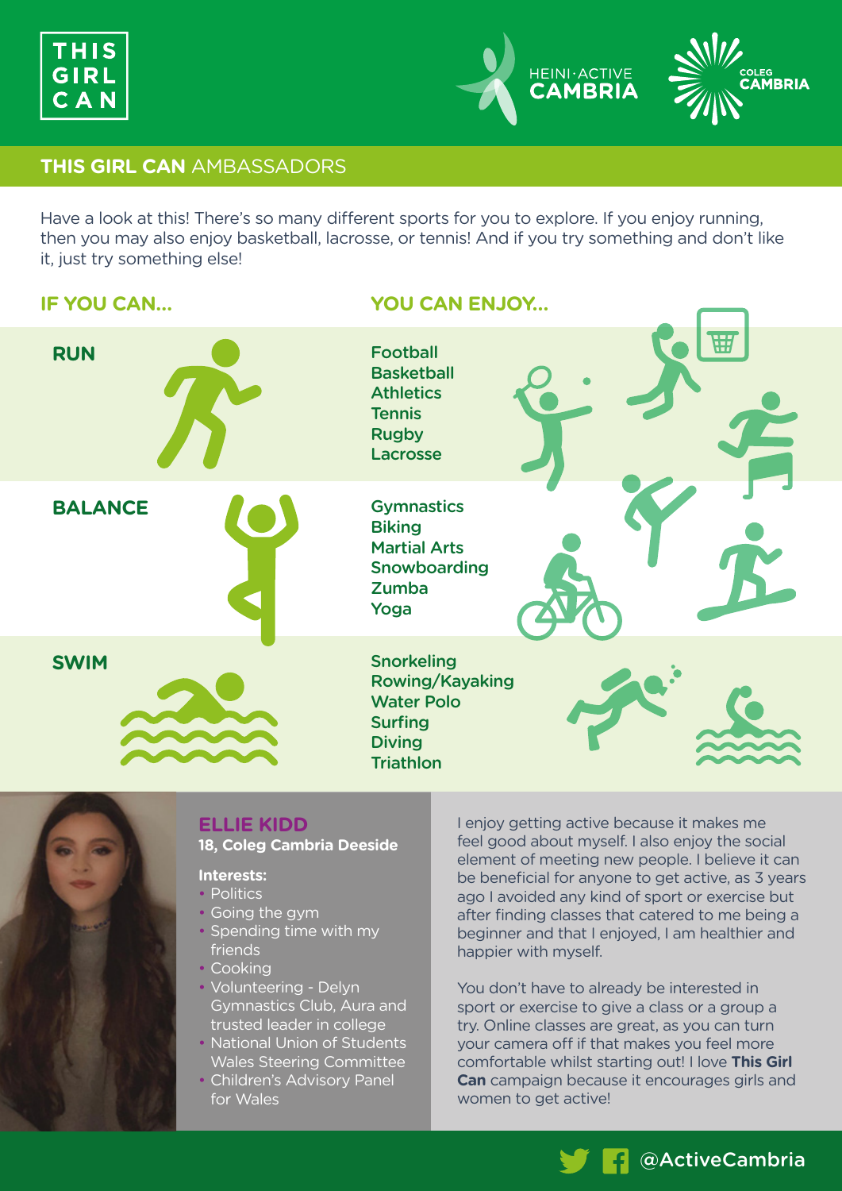THIS GIRL CAN

HEINI·ACTIVE CAMBRIA

COLEG CAMBRIA

## THIS GIRL CAN AMBASSADORS

Have a look at this! There's so many different sports for you to explore. If you enjoy running, then you may also enjoy basketball, lacrosse, or tennis! And if you try something and don't like it, just try something else!

| IF YOU CAN... | YOU CAN ENJOY... |
| --- | --- |
| **RUN** | Football<br>Basketball<br>Athletics<br>Tennis<br>Rugby<br>Lacrosse |
| **BALANCE** | Gymnastics<br>Biking<br>Martial Arts<br>Snowboarding<br>Zumba<br>Yoga |
| **SWIM** | Snorkeling<br>Rowing/Kayaking<br>Water Polo<br>Surfing<br>Diving<br>Triathlon |

## ELLIE KIDD

**18, Coleg Cambria Deeside**

**Interests:**

- Politics
- Going the gym
- Spending time with my friends
- Cooking
- Volunteering - Delyn Gymnastics Club, Aura and trusted leader in college
- National Union of Students Wales Steering Committee
- Children's Advisory Panel for Wales

I enjoy getting active because it makes me feel good about myself. I also enjoy the social element of meeting new people. I believe it can be beneficial for anyone to get active, as 3 years ago I avoided any kind of sport or exercise but after finding classes that catered to me being a beginner and that I enjoyed, I am healthier and happier with myself.

You don't have to already be interested in sport or exercise to give a class or a group a try. Online classes are great, as you can turn your camera off if that makes you feel more comfortable whilst starting out! I love **This Girl Can** campaign because it encourages girls and women to get active!

@ActiveCambria